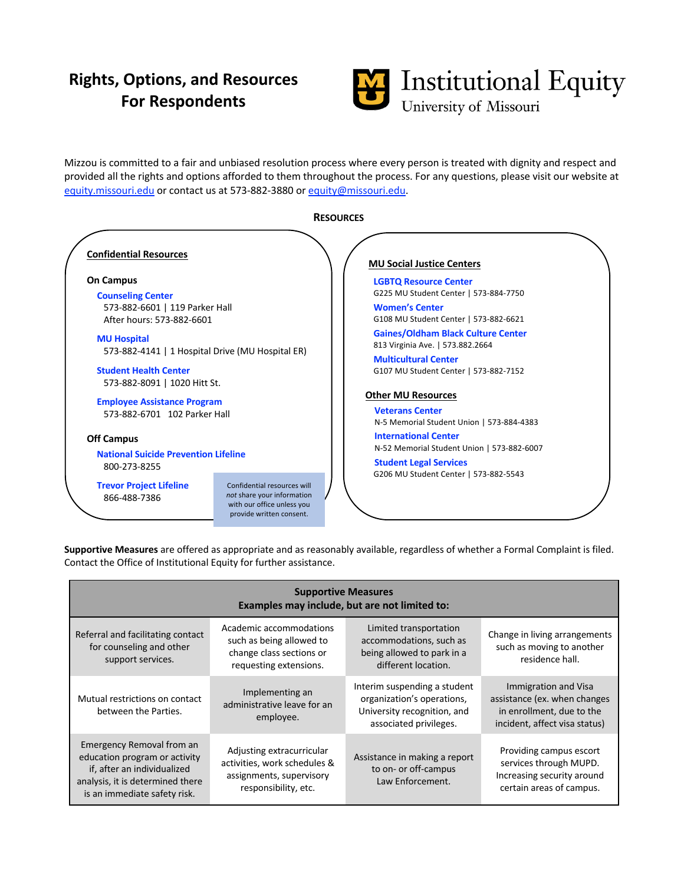# Rights, Options, and Resources For Respondents

Institutional Equity
University of Missouri

Mizzou is committed to a fair and unbiased resolution process where every person is treated with dignity and respect and provided all the rights and options afforded to them throughout the process. For any questions, please visit our website at equity.missouri.edu or contact us at 573-882-3880 or equity@missouri.edu.

## RESOURCES

### Confidential Resources

**On Campus**

**Counseling Center**
573-882-6601 | 119 Parker Hall
After hours: 573-882-6601

**MU Hospital**
573-882-4141 | 1 Hospital Drive (MU Hospital ER)

**Student Health Center**
573-882-8091 | 1020 Hitt St.

**Employee Assistance Program**
573-882-6701 102 Parker Hall

**Off Campus**

**National Suicide Prevention Lifeline**
800-273-8255

**Trevor Project Lifeline**
866-488-7386

Confidential resources will *not* share your information with our office unless you provide written consent.

### MU Social Justice Centers

**LGBTQ Resource Center**
G225 MU Student Center | 573-884-7750

**Women's Center**
G108 MU Student Center | 573-882-6621

**Gaines/Oldham Black Culture Center**
813 Virginia Ave. | 573.882.2664

**Multicultural Center**
G107 MU Student Center | 573-882-7152

### Other MU Resources

**Veterans Center**
N-5 Memorial Student Union | 573-884-4383

**International Center**
N-52 Memorial Student Union | 573-882-6007

**Student Legal Services**
G206 MU Student Center | 573-882-5543

**Supportive Measures** are offered as appropriate and as reasonably available, regardless of whether a Formal Complaint is filed. Contact the Office of Institutional Equity for further assistance.

| Supportive Measures<br>Examples may include, but are not limited to: | | | |
|---|---|---|---|
| Referral and facilitating contact for counseling and other support services. | Academic accommodations such as being allowed to change class sections or requesting extensions. | Limited transportation accommodations, such as being allowed to park in a different location. | Change in living arrangements such as moving to another residence hall. |
| Mutual restrictions on contact between the Parties. | Implementing an administrative leave for an employee. | Interim suspending a student organization's operations, University recognition, and associated privileges. | Immigration and Visa assistance (ex. when changes in enrollment, due to the incident, affect visa status) |
| Emergency Removal from an education program or activity if, after an individualized analysis, it is determined there is an immediate safety risk. | Adjusting extracurricular activities, work schedules & assignments, supervisory responsibility, etc. | Assistance in making a report to on- or off-campus Law Enforcement. | Providing campus escort services through MUPD. Increasing security around certain areas of campus. |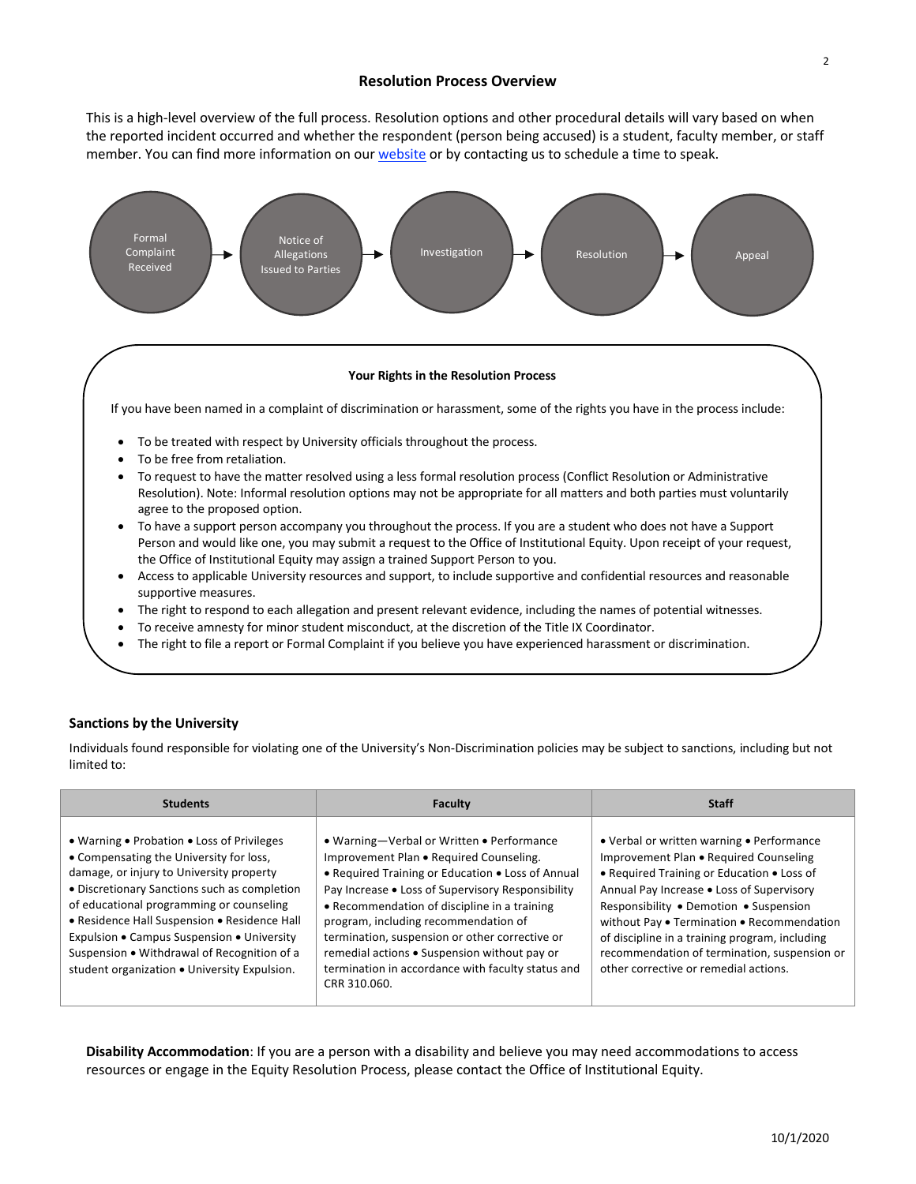## Resolution Process Overview

This is a high-level overview of the full process. Resolution options and other procedural details will vary based on when the reported incident occurred and whether the respondent (person being accused) is a student, faculty member, or staff member. You can find more information on our [website](#) or by contacting us to schedule a time to speak.

Formal Complaint Received → Notice of Allegations Issued to Parties → Investigation → Resolution → Appeal

### Your Rights in the Resolution Process

If you have been named in a complaint of discrimination or harassment, some of the rights you have in the process include:

- To be treated with respect by University officials throughout the process.
- To be free from retaliation.
- To request to have the matter resolved using a less formal resolution process (Conflict Resolution or Administrative Resolution). Note: Informal resolution options may not be appropriate for all matters and both parties must voluntarily agree to the proposed option.
- To have a support person accompany you throughout the process. If you are a student who does not have a Support Person and would like one, you may submit a request to the Office of Institutional Equity. Upon receipt of your request, the Office of Institutional Equity may assign a trained Support Person to you.
- Access to applicable University resources and support, to include supportive and confidential resources and reasonable supportive measures.
- The right to respond to each allegation and present relevant evidence, including the names of potential witnesses.
- To receive amnesty for minor student misconduct, at the discretion of the Title IX Coordinator.
- The right to file a report or Formal Complaint if you believe you have experienced harassment or discrimination.

### Sanctions by the University

Individuals found responsible for violating one of the University's Non-Discrimination policies may be subject to sanctions, including but not limited to:

| Students | Faculty | Staff |
|---|---|---|
| • Warning • Probation • Loss of Privileges • Compensating the University for loss, damage, or injury to University property • Discretionary Sanctions such as completion of educational programming or counseling • Residence Hall Suspension • Residence Hall Expulsion • Campus Suspension • University Suspension • Withdrawal of Recognition of a student organization • University Expulsion. | • Warning—Verbal or Written • Performance Improvement Plan • Required Counseling. • Required Training or Education • Loss of Annual Pay Increase • Loss of Supervisory Responsibility • Recommendation of discipline in a training program, including recommendation of termination, suspension or other corrective or remedial actions • Suspension without pay or termination in accordance with faculty status and CRR 310.060. | • Verbal or written warning • Performance Improvement Plan • Required Counseling • Required Training or Education • Loss of Annual Pay Increase • Loss of Supervisory Responsibility • Demotion • Suspension without Pay • Termination • Recommendation of discipline in a training program, including recommendation of termination, suspension or other corrective or remedial actions. |

**Disability Accommodation**: If you are a person with a disability and believe you may need accommodations to access resources or engage in the Equity Resolution Process, please contact the Office of Institutional Equity.

10/1/2020